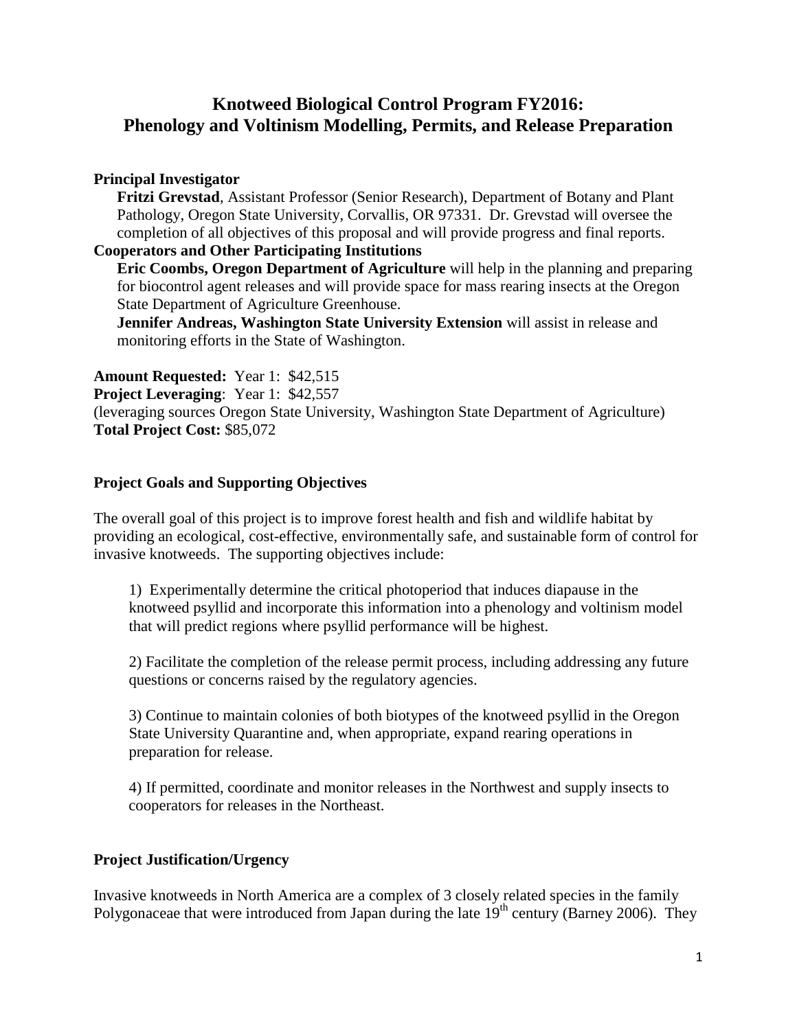# Knotweed Biological Control Program FY2016: Phenology and Voltinism Modelling, Permits, and Release Preparation

**Principal Investigator**

**Fritzi Grevstad**, Assistant Professor (Senior Research), Department of Botany and Plant Pathology, Oregon State University, Corvallis, OR 97331. Dr. Grevstad will oversee the completion of all objectives of this proposal and will provide progress and final reports.

**Cooperators and Other Participating Institutions**

**Eric Coombs, Oregon Department of Agriculture** will help in the planning and preparing for biocontrol agent releases and will provide space for mass rearing insects at the Oregon State Department of Agriculture Greenhouse.

**Jennifer Andreas, Washington State University Extension** will assist in release and monitoring efforts in the State of Washington.

**Amount Requested:** Year 1: $42,515
**Project Leveraging**: Year 1: $42,557
(leveraging sources Oregon State University, Washington State Department of Agriculture)
**Total Project Cost:** $85,072

## Project Goals and Supporting Objectives

The overall goal of this project is to improve forest health and fish and wildlife habitat by providing an ecological, cost-effective, environmentally safe, and sustainable form of control for invasive knotweeds. The supporting objectives include:

1) Experimentally determine the critical photoperiod that induces diapause in the knotweed psyllid and incorporate this information into a phenology and voltinism model that will predict regions where psyllid performance will be highest.

2) Facilitate the completion of the release permit process, including addressing any future questions or concerns raised by the regulatory agencies.

3) Continue to maintain colonies of both biotypes of the knotweed psyllid in the Oregon State University Quarantine and, when appropriate, expand rearing operations in preparation for release.

4) If permitted, coordinate and monitor releases in the Northwest and supply insects to cooperators for releases in the Northeast.

## Project Justification/Urgency

Invasive knotweeds in North America are a complex of 3 closely related species in the family Polygonaceae that were introduced from Japan during the late 19th century (Barney 2006). They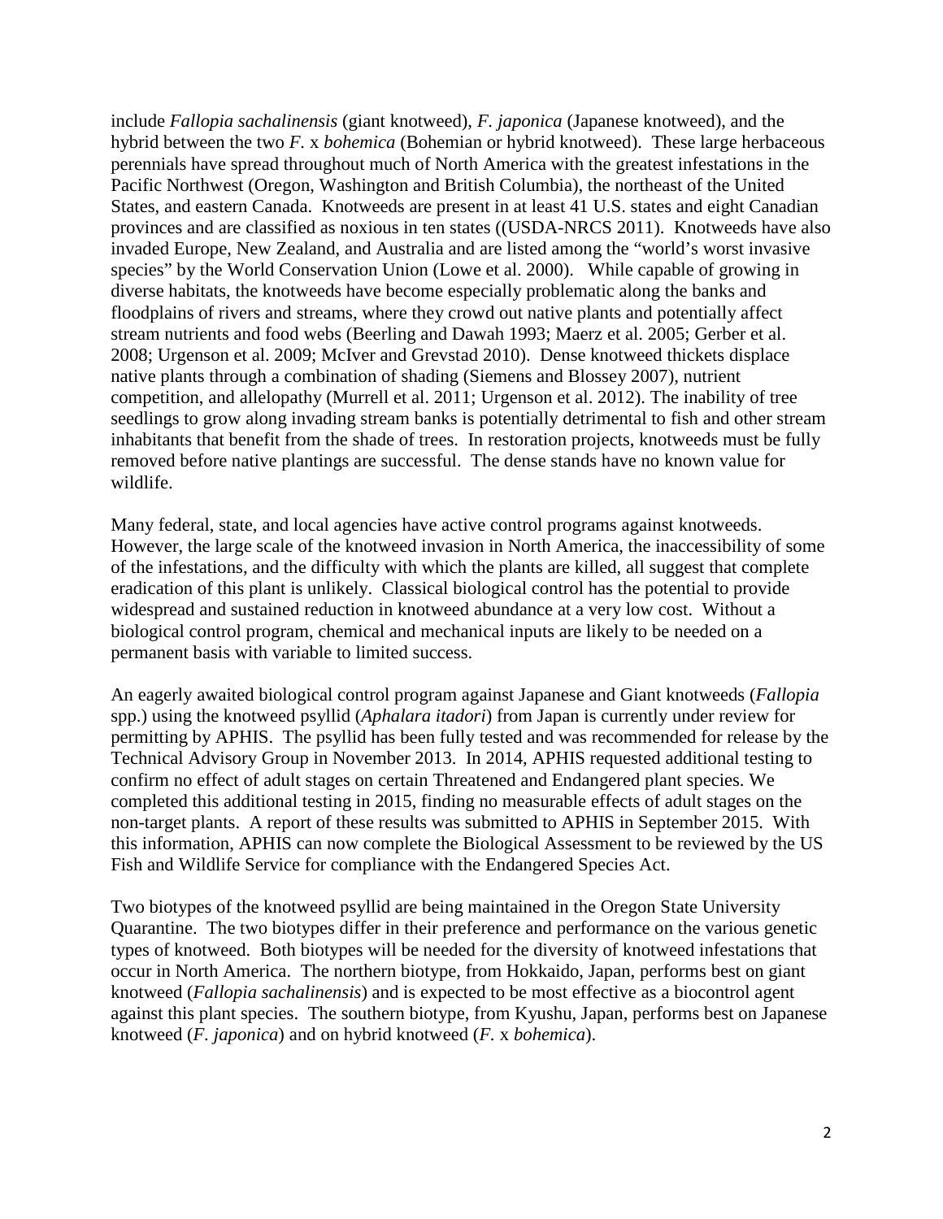include *Fallopia sachalinensis* (giant knotweed), *F. japonica* (Japanese knotweed), and the hybrid between the two *F.* x *bohemica* (Bohemian or hybrid knotweed). These large herbaceous perennials have spread throughout much of North America with the greatest infestations in the Pacific Northwest (Oregon, Washington and British Columbia), the northeast of the United States, and eastern Canada. Knotweeds are present in at least 41 U.S. states and eight Canadian provinces and are classified as noxious in ten states ((USDA-NRCS 2011). Knotweeds have also invaded Europe, New Zealand, and Australia and are listed among the "world's worst invasive species" by the World Conservation Union (Lowe et al. 2000). While capable of growing in diverse habitats, the knotweeds have become especially problematic along the banks and floodplains of rivers and streams, where they crowd out native plants and potentially affect stream nutrients and food webs (Beerling and Dawah 1993; Maerz et al. 2005; Gerber et al. 2008; Urgenson et al. 2009; McIver and Grevstad 2010). Dense knotweed thickets displace native plants through a combination of shading (Siemens and Blossey 2007), nutrient competition, and allelopathy (Murrell et al. 2011; Urgenson et al. 2012). The inability of tree seedlings to grow along invading stream banks is potentially detrimental to fish and other stream inhabitants that benefit from the shade of trees. In restoration projects, knotweeds must be fully removed before native plantings are successful. The dense stands have no known value for wildlife.

Many federal, state, and local agencies have active control programs against knotweeds. However, the large scale of the knotweed invasion in North America, the inaccessibility of some of the infestations, and the difficulty with which the plants are killed, all suggest that complete eradication of this plant is unlikely. Classical biological control has the potential to provide widespread and sustained reduction in knotweed abundance at a very low cost. Without a biological control program, chemical and mechanical inputs are likely to be needed on a permanent basis with variable to limited success.

An eagerly awaited biological control program against Japanese and Giant knotweeds (*Fallopia* spp.) using the knotweed psyllid (*Aphalara itadori*) from Japan is currently under review for permitting by APHIS. The psyllid has been fully tested and was recommended for release by the Technical Advisory Group in November 2013. In 2014, APHIS requested additional testing to confirm no effect of adult stages on certain Threatened and Endangered plant species. We completed this additional testing in 2015, finding no measurable effects of adult stages on the non-target plants. A report of these results was submitted to APHIS in September 2015. With this information, APHIS can now complete the Biological Assessment to be reviewed by the US Fish and Wildlife Service for compliance with the Endangered Species Act.

Two biotypes of the knotweed psyllid are being maintained in the Oregon State University Quarantine. The two biotypes differ in their preference and performance on the various genetic types of knotweed. Both biotypes will be needed for the diversity of knotweed infestations that occur in North America. The northern biotype, from Hokkaido, Japan, performs best on giant knotweed (*Fallopia sachalinensis*) and is expected to be most effective as a biocontrol agent against this plant species. The southern biotype, from Kyushu, Japan, performs best on Japanese knotweed (*F. japonica*) and on hybrid knotweed (*F.* x *bohemica*).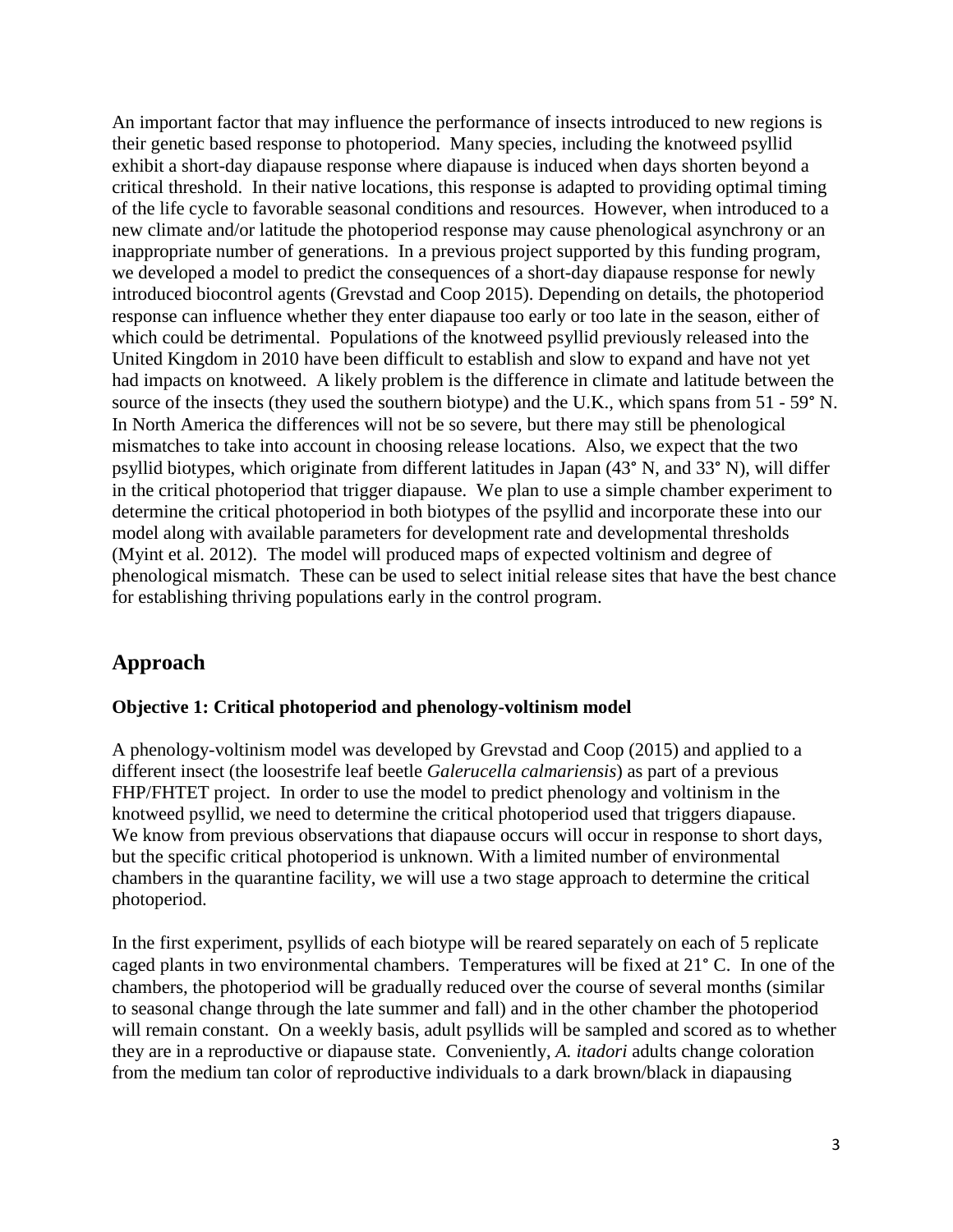An important factor that may influence the performance of insects introduced to new regions is their genetic based response to photoperiod. Many species, including the knotweed psyllid exhibit a short-day diapause response where diapause is induced when days shorten beyond a critical threshold. In their native locations, this response is adapted to providing optimal timing of the life cycle to favorable seasonal conditions and resources. However, when introduced to a new climate and/or latitude the photoperiod response may cause phenological asynchrony or an inappropriate number of generations. In a previous project supported by this funding program, we developed a model to predict the consequences of a short-day diapause response for newly introduced biocontrol agents (Grevstad and Coop 2015). Depending on details, the photoperiod response can influence whether they enter diapause too early or too late in the season, either of which could be detrimental. Populations of the knotweed psyllid previously released into the United Kingdom in 2010 have been difficult to establish and slow to expand and have not yet had impacts on knotweed. A likely problem is the difference in climate and latitude between the source of the insects (they used the southern biotype) and the U.K., which spans from 51 - 59° N. In North America the differences will not be so severe, but there may still be phenological mismatches to take into account in choosing release locations. Also, we expect that the two psyllid biotypes, which originate from different latitudes in Japan (43° N, and 33° N), will differ in the critical photoperiod that trigger diapause. We plan to use a simple chamber experiment to determine the critical photoperiod in both biotypes of the psyllid and incorporate these into our model along with available parameters for development rate and developmental thresholds (Myint et al. 2012). The model will produced maps of expected voltinism and degree of phenological mismatch. These can be used to select initial release sites that have the best chance for establishing thriving populations early in the control program.

## Approach

### Objective 1: Critical photoperiod and phenology-voltinism model

A phenology-voltinism model was developed by Grevstad and Coop (2015) and applied to a different insect (the loosestrife leaf beetle *Galerucella calmariensis*) as part of a previous FHP/FHTET project. In order to use the model to predict phenology and voltinism in the knotweed psyllid, we need to determine the critical photoperiod used that triggers diapause. We know from previous observations that diapause occurs will occur in response to short days, but the specific critical photoperiod is unknown. With a limited number of environmental chambers in the quarantine facility, we will use a two stage approach to determine the critical photoperiod.

In the first experiment, psyllids of each biotype will be reared separately on each of 5 replicate caged plants in two environmental chambers. Temperatures will be fixed at 21° C. In one of the chambers, the photoperiod will be gradually reduced over the course of several months (similar to seasonal change through the late summer and fall) and in the other chamber the photoperiod will remain constant. On a weekly basis, adult psyllids will be sampled and scored as to whether they are in a reproductive or diapause state. Conveniently, *A. itadori* adults change coloration from the medium tan color of reproductive individuals to a dark brown/black in diapausing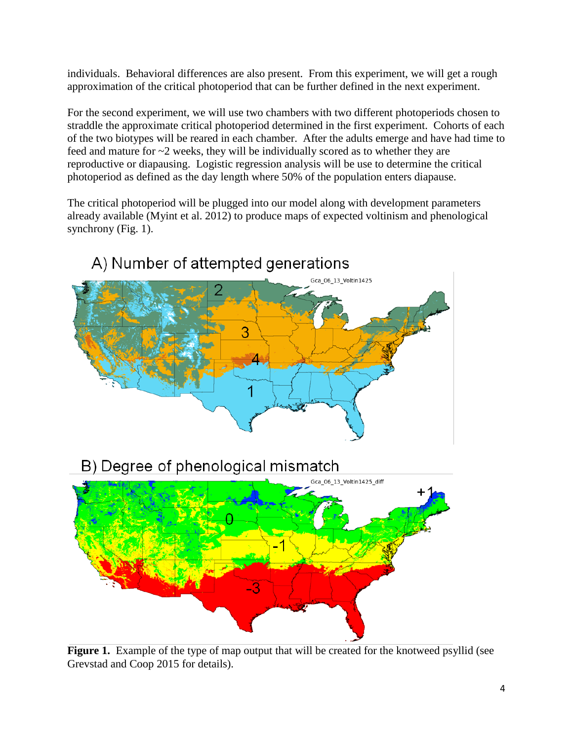individuals. Behavioral differences are also present. From this experiment, we will get a rough approximation of the critical photoperiod that can be further defined in the next experiment.

For the second experiment, we will use two chambers with two different photoperiods chosen to straddle the approximate critical photoperiod determined in the first experiment. Cohorts of each of the two biotypes will be reared in each chamber. After the adults emerge and have had time to feed and mature for ~2 weeks, they will be individually scored as to whether they are reproductive or diapausing. Logistic regression analysis will be use to determine the critical photoperiod as defined as the day length where 50% of the population enters diapause.

The critical photoperiod will be plugged into our model along with development parameters already available (Myint et al. 2012) to produce maps of expected voltinism and phenological synchrony (Fig. 1).

A) Number of attempted generations

B) Degree of phenological mismatch

**Figure 1.** Example of the type of map output that will be created for the knotweed psyllid (see Grevstad and Coop 2015 for details).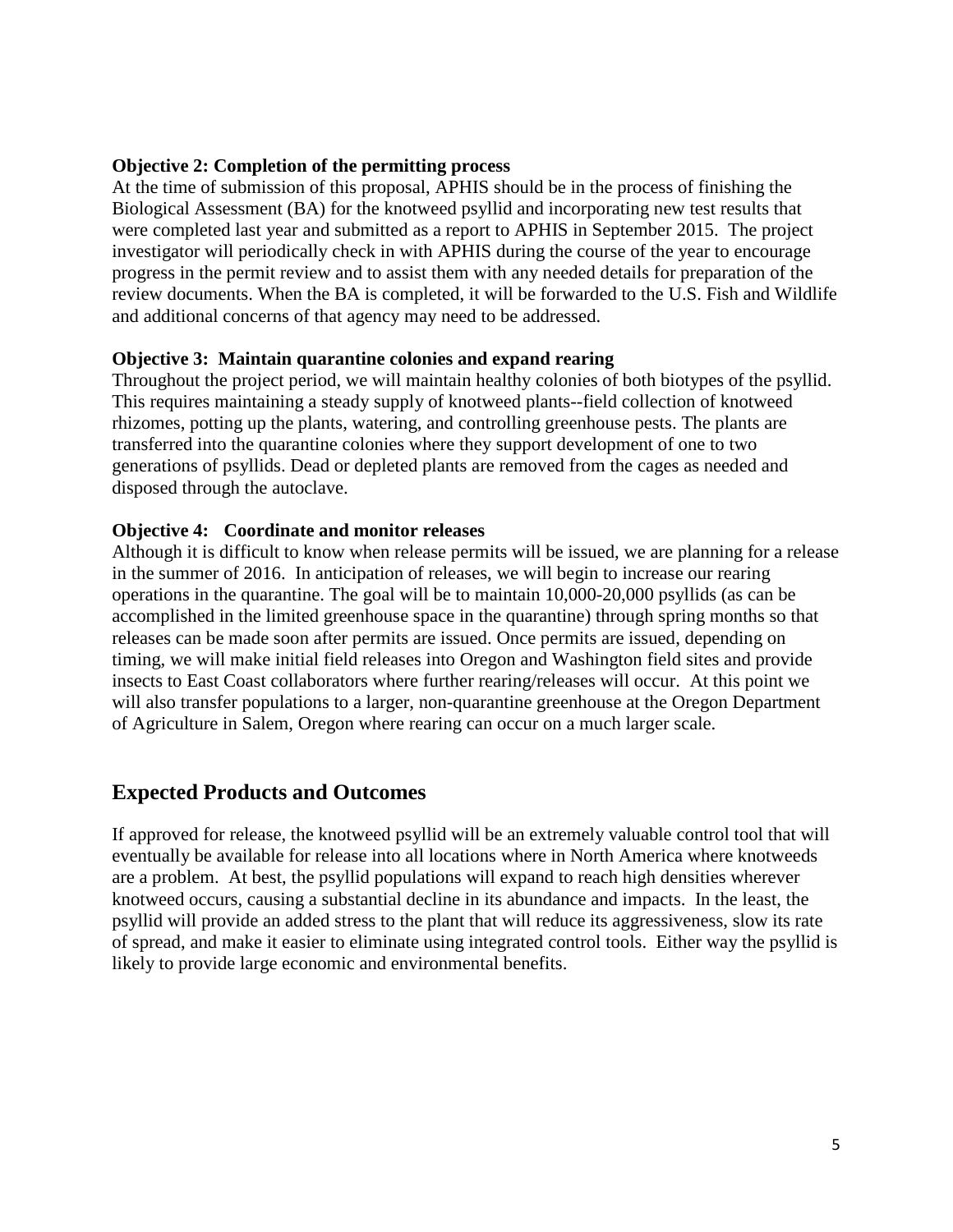**Objective 2: Completion of the permitting process**

At the time of submission of this proposal, APHIS should be in the process of finishing the Biological Assessment (BA) for the knotweed psyllid and incorporating new test results that were completed last year and submitted as a report to APHIS in September 2015. The project investigator will periodically check in with APHIS during the course of the year to encourage progress in the permit review and to assist them with any needed details for preparation of the review documents. When the BA is completed, it will be forwarded to the U.S. Fish and Wildlife and additional concerns of that agency may need to be addressed.

**Objective 3: Maintain quarantine colonies and expand rearing**

Throughout the project period, we will maintain healthy colonies of both biotypes of the psyllid. This requires maintaining a steady supply of knotweed plants--field collection of knotweed rhizomes, potting up the plants, watering, and controlling greenhouse pests. The plants are transferred into the quarantine colonies where they support development of one to two generations of psyllids. Dead or depleted plants are removed from the cages as needed and disposed through the autoclave.

**Objective 4: Coordinate and monitor releases**

Although it is difficult to know when release permits will be issued, we are planning for a release in the summer of 2016. In anticipation of releases, we will begin to increase our rearing operations in the quarantine. The goal will be to maintain 10,000-20,000 psyllids (as can be accomplished in the limited greenhouse space in the quarantine) through spring months so that releases can be made soon after permits are issued. Once permits are issued, depending on timing, we will make initial field releases into Oregon and Washington field sites and provide insects to East Coast collaborators where further rearing/releases will occur. At this point we will also transfer populations to a larger, non-quarantine greenhouse at the Oregon Department of Agriculture in Salem, Oregon where rearing can occur on a much larger scale.

## Expected Products and Outcomes

If approved for release, the knotweed psyllid will be an extremely valuable control tool that will eventually be available for release into all locations where in North America where knotweeds are a problem. At best, the psyllid populations will expand to reach high densities wherever knotweed occurs, causing a substantial decline in its abundance and impacts. In the least, the psyllid will provide an added stress to the plant that will reduce its aggressiveness, slow its rate of spread, and make it easier to eliminate using integrated control tools. Either way the psyllid is likely to provide large economic and environmental benefits.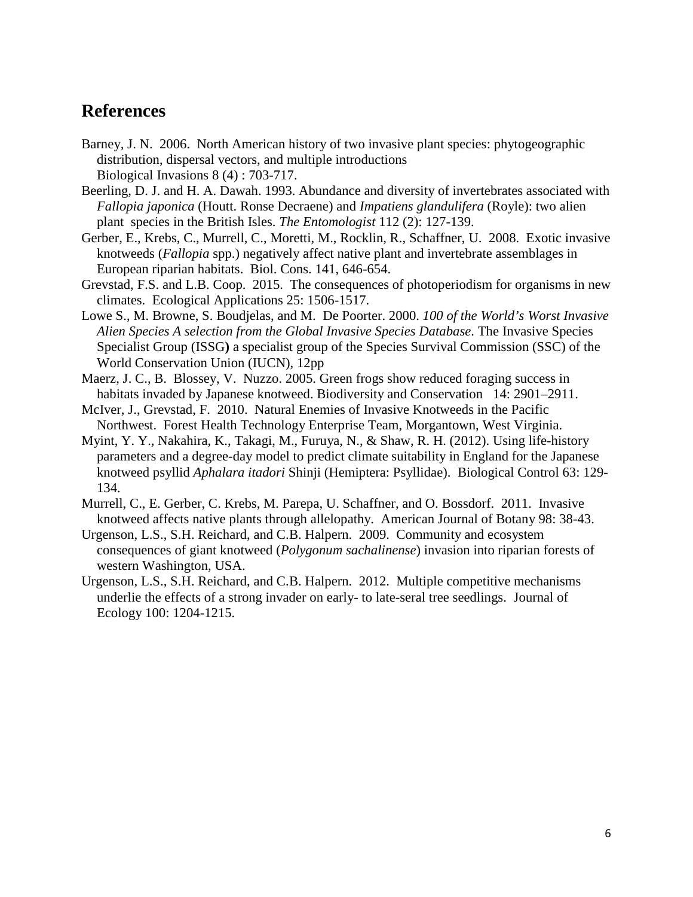## References

Barney, J. N. 2006. North American history of two invasive plant species: phytogeographic distribution, dispersal vectors, and multiple introductions
Biological Invasions 8 (4) : 703-717.

Beerling, D. J. and H. A. Dawah. 1993. Abundance and diversity of invertebrates associated with *Fallopia japonica* (Houtt. Ronse Decraene) and *Impatiens glandulifera* (Royle): two alien plant species in the British Isles. *The Entomologist* 112 (2): 127-139.

Gerber, E., Krebs, C., Murrell, C., Moretti, M., Rocklin, R., Schaffner, U. 2008. Exotic invasive knotweeds (*Fallopia* spp.) negatively affect native plant and invertebrate assemblages in European riparian habitats. Biol. Cons. 141, 646-654.

Grevstad, F.S. and L.B. Coop. 2015. The consequences of photoperiodism for organisms in new climates. Ecological Applications 25: 1506-1517.

Lowe S., M. Browne, S. Boudjelas, and M. De Poorter. 2000. *100 of the World's Worst Invasive Alien Species A selection from the Global Invasive Species Database*. The Invasive Species Specialist Group (ISSG**)** a specialist group of the Species Survival Commission (SSC) of the World Conservation Union (IUCN), 12pp

Maerz, J. C., B. Blossey, V. Nuzzo. 2005. Green frogs show reduced foraging success in habitats invaded by Japanese knotweed. Biodiversity and Conservation 14: 2901–2911.

McIver, J., Grevstad, F. 2010. Natural Enemies of Invasive Knotweeds in the Pacific Northwest. Forest Health Technology Enterprise Team, Morgantown, West Virginia.

Myint, Y. Y., Nakahira, K., Takagi, M., Furuya, N., & Shaw, R. H. (2012). Using life-history parameters and a degree-day model to predict climate suitability in England for the Japanese knotweed psyllid *Aphalara itadori* Shinji (Hemiptera: Psyllidae). Biological Control 63: 129-134.

Murrell, C., E. Gerber, C. Krebs, M. Parepa, U. Schaffner, and O. Bossdorf. 2011. Invasive knotweed affects native plants through allelopathy. American Journal of Botany 98: 38-43.

Urgenson, L.S., S.H. Reichard, and C.B. Halpern. 2009. Community and ecosystem consequences of giant knotweed (*Polygonum sachalinense*) invasion into riparian forests of western Washington, USA.

Urgenson, L.S., S.H. Reichard, and C.B. Halpern. 2012. Multiple competitive mechanisms underlie the effects of a strong invader on early- to late-seral tree seedlings. Journal of Ecology 100: 1204-1215.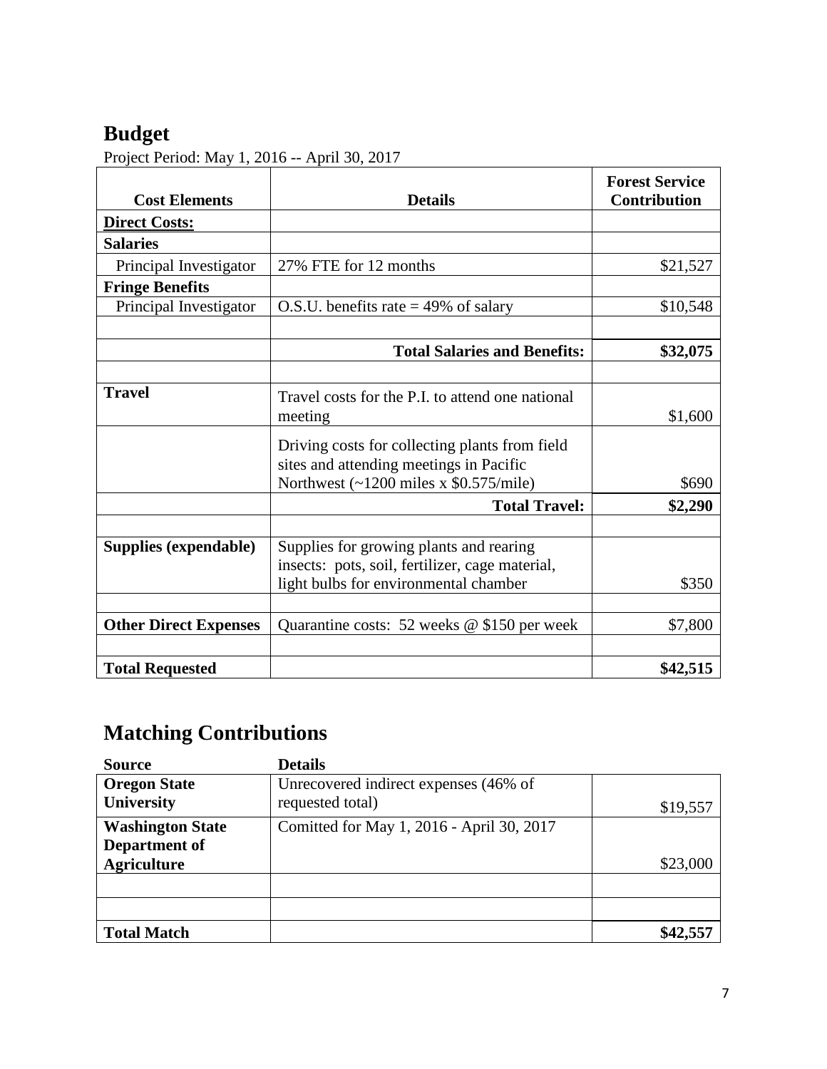## Budget

Project Period: May 1, 2016 -- April 30, 2017

| Cost Elements | Details | Forest Service Contribution |
|---|---|---|
| **Direct Costs:** | | |
| **Salaries** | | |
| Principal Investigator | 27% FTE for 12 months | $21,527 |
| **Fringe Benefits** | | |
| Principal Investigator | O.S.U. benefits rate = 49% of salary | $10,548 |
| | | |
| | **Total Salaries and Benefits:** | **$32,075** |
| | | |
| **Travel** | Travel costs for the P.I. to attend one national meeting | $1,600 |
| | Driving costs for collecting plants from field sites and attending meetings in Pacific Northwest (~1200 miles x $0.575/mile) | $690 |
| | **Total Travel:** | **$2,290** |
| | | |
| **Supplies (expendable)** | Supplies for growing plants and rearing insects: pots, soil, fertilizer, cage material, light bulbs for environmental chamber | $350 |
| | | |
| **Other Direct Expenses** | Quarantine costs: 52 weeks @ $150 per week | $7,800 |
| | | |
| **Total Requested** | | **$42,515** |

## Matching Contributions

| Source | Details | |
|---|---|---|
| **Oregon State University** | Unrecovered indirect expenses (46% of requested total) | $19,557 |
| **Washington State Department of Agriculture** | Comitted for May 1, 2016 - April 30, 2017 | $23,000 |
| | | |
| | | |
| **Total Match** | | **$42,557** |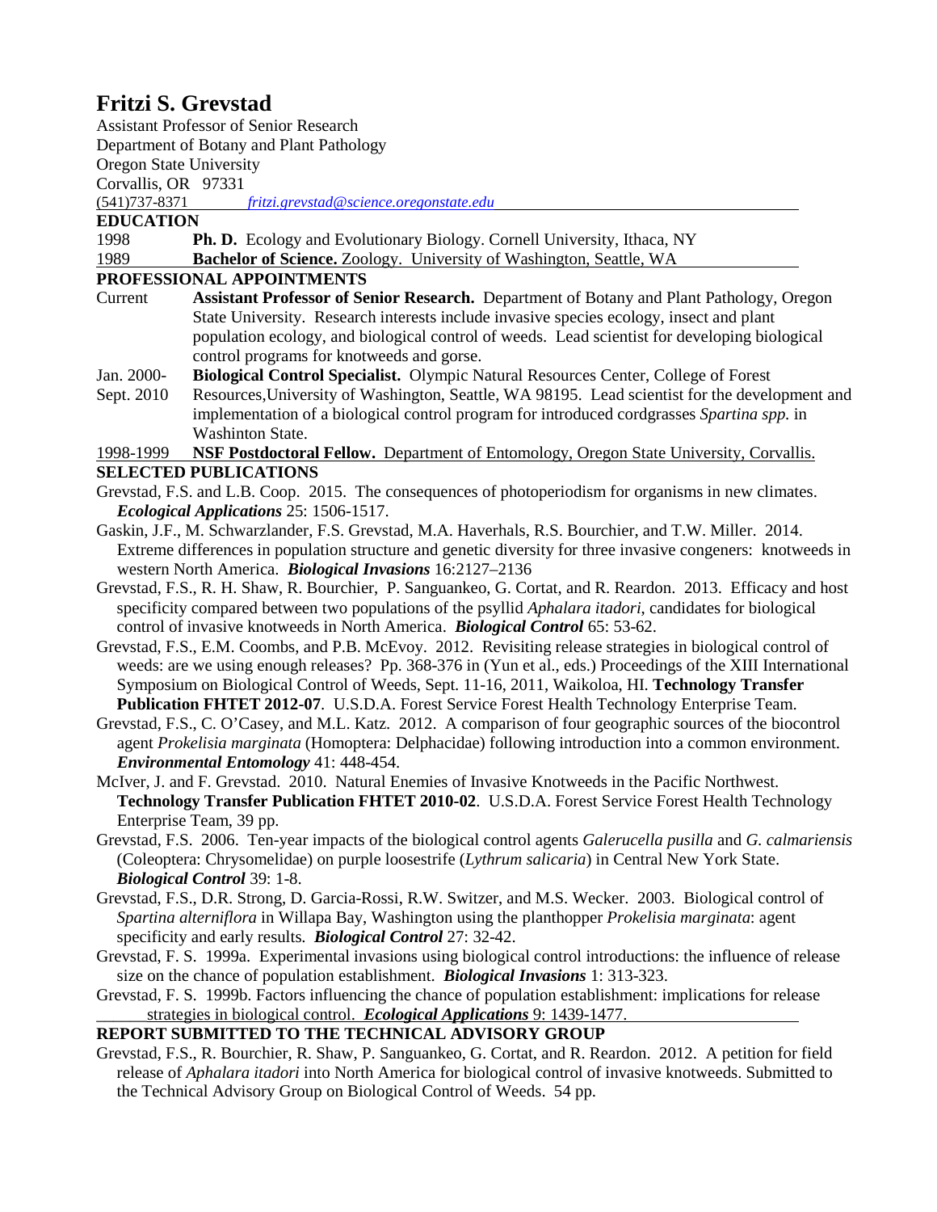# Fritzi S. Grevstad

Assistant Professor of Senior Research
Department of Botany and Plant Pathology
Oregon State University
Corvallis, OR 97331
(541)737-8371 *fritzi.grevstad@science.oregonstate.edu*

## EDUCATION

1998 **Ph. D.** Ecology and Evolutionary Biology. Cornell University, Ithaca, NY
1989 **Bachelor of Science.** Zoology. University of Washington, Seattle, WA

## PROFESSIONAL APPOINTMENTS

Current **Assistant Professor of Senior Research.** Department of Botany and Plant Pathology, Oregon State University. Research interests include invasive species ecology, insect and plant population ecology, and biological control of weeds. Lead scientist for developing biological control programs for knotweeds and gorse.

Jan. 2000- Sept. 2010 **Biological Control Specialist.** Olympic Natural Resources Center, College of Forest Resources,University of Washington, Seattle, WA 98195. Lead scientist for the development and implementation of a biological control program for introduced cordgrasses *Spartina spp.* in Washinton State.

1998-1999 **NSF Postdoctoral Fellow.** Department of Entomology, Oregon State University, Corvallis.

## SELECTED PUBLICATIONS

Grevstad, F.S. and L.B. Coop. 2015. The consequences of photoperiodism for organisms in new climates. ***Ecological Applications*** 25: 1506-1517.

Gaskin, J.F., M. Schwarzlander, F.S. Grevstad, M.A. Haverhals, R.S. Bourchier, and T.W. Miller. 2014. Extreme differences in population structure and genetic diversity for three invasive congeners: knotweeds in western North America. ***Biological Invasions*** 16:2127–2136

Grevstad, F.S., R. H. Shaw, R. Bourchier, P. Sanguankeo, G. Cortat, and R. Reardon. 2013. Efficacy and host specificity compared between two populations of the psyllid *Aphalara itadori*, candidates for biological control of invasive knotweeds in North America. ***Biological Control*** 65: 53-62.

Grevstad, F.S., E.M. Coombs, and P.B. McEvoy. 2012. Revisiting release strategies in biological control of weeds: are we using enough releases? Pp. 368-376 in (Yun et al., eds.) Proceedings of the XIII International Symposium on Biological Control of Weeds, Sept. 11-16, 2011, Waikoloa, HI. **Technology Transfer Publication FHTET 2012-07**. U.S.D.A. Forest Service Forest Health Technology Enterprise Team.

Grevstad, F.S., C. O'Casey, and M.L. Katz. 2012. A comparison of four geographic sources of the biocontrol agent *Prokelisia marginata* (Homoptera: Delphacidae) following introduction into a common environment. ***Environmental Entomology*** 41: 448-454.

McIver, J. and F. Grevstad. 2010. Natural Enemies of Invasive Knotweeds in the Pacific Northwest. **Technology Transfer Publication FHTET 2010-02**. U.S.D.A. Forest Service Forest Health Technology Enterprise Team, 39 pp.

Grevstad, F.S. 2006. Ten-year impacts of the biological control agents *Galerucella pusilla* and *G. calmariensis* (Coleoptera: Chrysomelidae) on purple loosestrife (*Lythrum salicaria*) in Central New York State. ***Biological Control*** 39: 1-8.

Grevstad, F.S., D.R. Strong, D. Garcia-Rossi, R.W. Switzer, and M.S. Wecker. 2003. Biological control of *Spartina alterniflora* in Willapa Bay, Washington using the planthopper *Prokelisia marginata*: agent specificity and early results. ***Biological Control*** 27: 32-42.

Grevstad, F. S. 1999a. Experimental invasions using biological control introductions: the influence of release size on the chance of population establishment. ***Biological Invasions*** 1: 313-323.

Grevstad, F. S. 1999b. Factors influencing the chance of population establishment: implications for release strategies in biological control. ***Ecological Applications*** 9: 1439-1477.

## REPORT SUBMITTED TO THE TECHNICAL ADVISORY GROUP

Grevstad, F.S., R. Bourchier, R. Shaw, P. Sanguankeo, G. Cortat, and R. Reardon. 2012. A petition for field release of *Aphalara itadori* into North America for biological control of invasive knotweeds. Submitted to the Technical Advisory Group on Biological Control of Weeds. 54 pp.